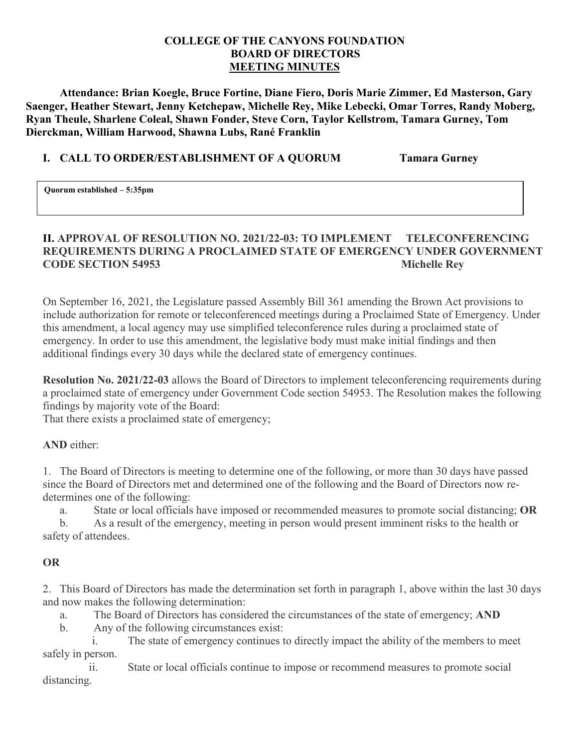# COLLEGE OF THE CANYONS FOUNDATION
## BOARD OF DIRECTORS
## MEETING MINUTES

**Attendance: Brian Koegle, Bruce Fortine, Diane Fiero, Doris Marie Zimmer, Ed Masterson, Gary Saenger, Heather Stewart, Jenny Ketchepaw, Michelle Rey, Mike Lebecki, Omar Torres, Randy Moberg, Ryan Theule, Sharlene Coleal, Shawn Fonder, Steve Corn, Taylor Kellstrom, Tamara Gurney, Tom Dierckman, William Harwood, Shawna Lubs, Rané Franklin**

## I. CALL TO ORDER/ESTABLISHMENT OF A QUORUM — Tamara Gurney

**Quorum established – 5:35pm**

## II. APPROVAL OF RESOLUTION NO. 2021/22-03: TO IMPLEMENT TELECONFERENCING REQUIREMENTS DURING A PROCLAIMED STATE OF EMERGENCY UNDER GOVERNMENT CODE SECTION 54953 — Michelle Rey

On September 16, 2021, the Legislature passed Assembly Bill 361 amending the Brown Act provisions to include authorization for remote or teleconferenced meetings during a Proclaimed State of Emergency. Under this amendment, a local agency may use simplified teleconference rules during a proclaimed state of emergency. In order to use this amendment, the legislative body must make initial findings and then additional findings every 30 days while the declared state of emergency continues.

**Resolution No. 2021/22-03** allows the Board of Directors to implement teleconferencing requirements during a proclaimed state of emergency under Government Code section 54953. The Resolution makes the following findings by majority vote of the Board:
That there exists a proclaimed state of emergency;

**AND** either:

1. The Board of Directors is meeting to determine one of the following, or more than 30 days have passed since the Board of Directors met and determined one of the following and the Board of Directors now re-determines one of the following:
   a. State or local officials have imposed or recommended measures to promote social distancing; **OR**
   b. As a result of the emergency, meeting in person would present imminent risks to the health or safety of attendees.

**OR**

2. This Board of Directors has made the determination set forth in paragraph 1, above within the last 30 days and now makes the following determination:
   a. The Board of Directors has considered the circumstances of the state of emergency; **AND**
   b. Any of the following circumstances exist:
      i. The state of emergency continues to directly impact the ability of the members to meet safely in person.
      ii. State or local officials continue to impose or recommend measures to promote social distancing.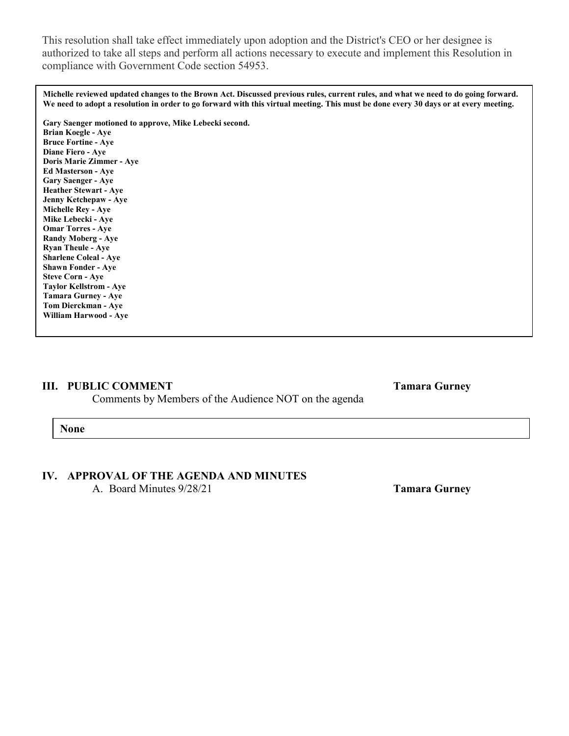This resolution shall take effect immediately upon adoption and the District's CEO or her designee is authorized to take all steps and perform all actions necessary to execute and implement this Resolution in compliance with Government Code section 54953.

**Michelle reviewed updated changes to the Brown Act. Discussed previous rules, current rules, and what we need to do going forward. We need to adopt a resolution in order to go forward with this virtual meeting. This must be done every 30 days or at every meeting.**

**Gary Saenger motioned to approve, Mike Lebecki second.**
**Brian Koegle - Aye**
**Bruce Fortine - Aye**
**Diane Fiero - Aye**
**Doris Marie Zimmer - Aye**
**Ed Masterson - Aye**
**Gary Saenger - Aye**
**Heather Stewart - Aye**
**Jenny Ketchepaw - Aye**
**Michelle Rey - Aye**
**Mike Lebecki - Aye**
**Omar Torres - Aye**
**Randy Moberg - Aye**
**Ryan Theule - Aye**
**Sharlene Coleal - Aye**
**Shawn Fonder - Aye**
**Steve Corn - Aye**
**Taylor Kellstrom - Aye**
**Tamara Gurney - Aye**
**Tom Dierckman - Aye**
**William Harwood - Aye**

## III. PUBLIC COMMENT **Tamara Gurney**

Comments by Members of the Audience NOT on the agenda

**None**

## IV. APPROVAL OF THE AGENDA AND MINUTES

A. Board Minutes 9/28/21 **Tamara Gurney**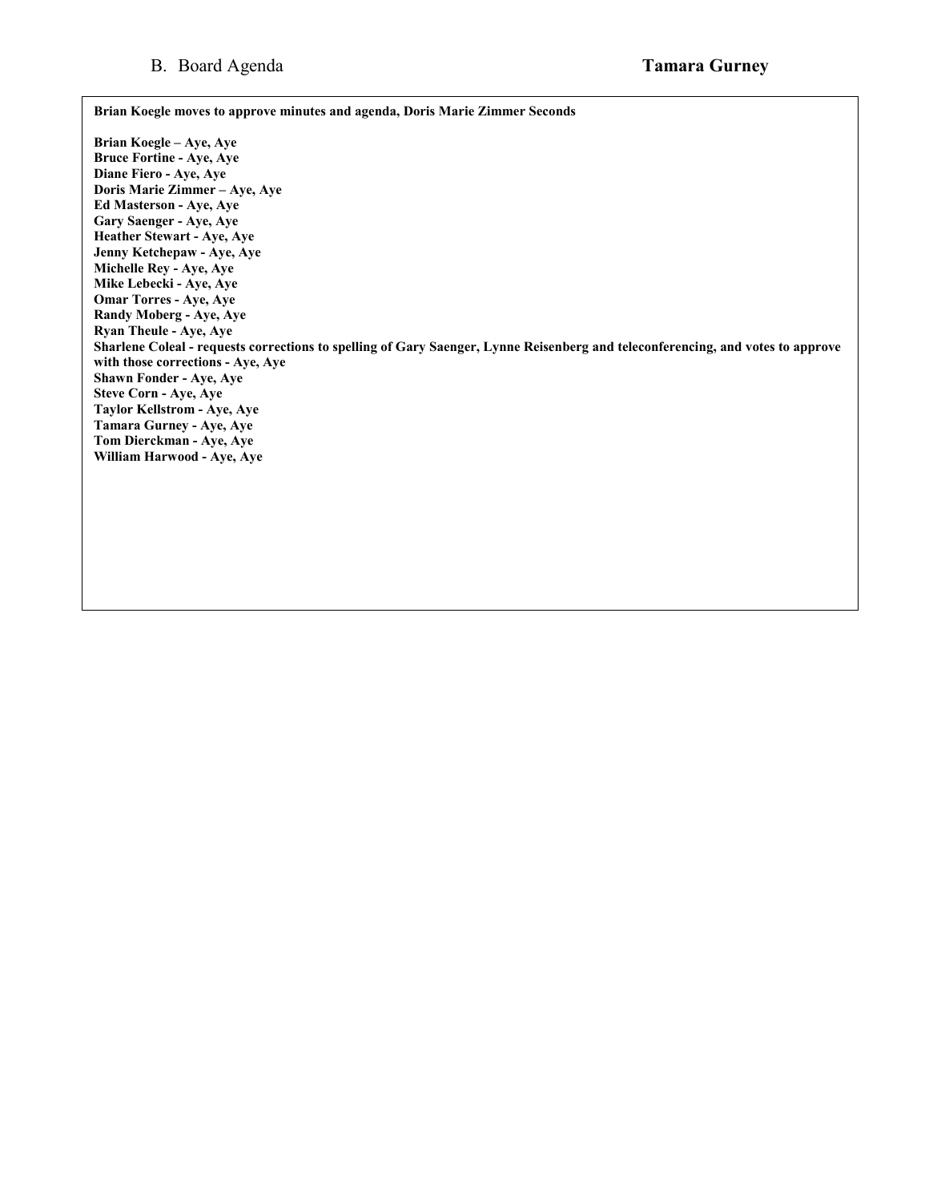B. Board Agenda **Tamara Gurney**

**Brian Koegle moves to approve minutes and agenda, Doris Marie Zimmer Seconds**

**Brian Koegle – Aye, Aye**
**Bruce Fortine - Aye, Aye**
**Diane Fiero - Aye, Aye**
**Doris Marie Zimmer – Aye, Aye**
**Ed Masterson - Aye, Aye**
**Gary Saenger - Aye, Aye**
**Heather Stewart - Aye, Aye**
**Jenny Ketchepaw - Aye, Aye**
**Michelle Rey - Aye, Aye**
**Mike Lebecki - Aye, Aye**
**Omar Torres - Aye, Aye**
**Randy Moberg - Aye, Aye**
**Ryan Theule - Aye, Aye**
**Sharlene Coleal - requests corrections to spelling of Gary Saenger, Lynne Reisenberg and teleconferencing, and votes to approve with those corrections - Aye, Aye**
**Shawn Fonder - Aye, Aye**
**Steve Corn - Aye, Aye**
**Taylor Kellstrom - Aye, Aye**
**Tamara Gurney - Aye, Aye**
**Tom Dierckman - Aye, Aye**
**William Harwood - Aye, Aye**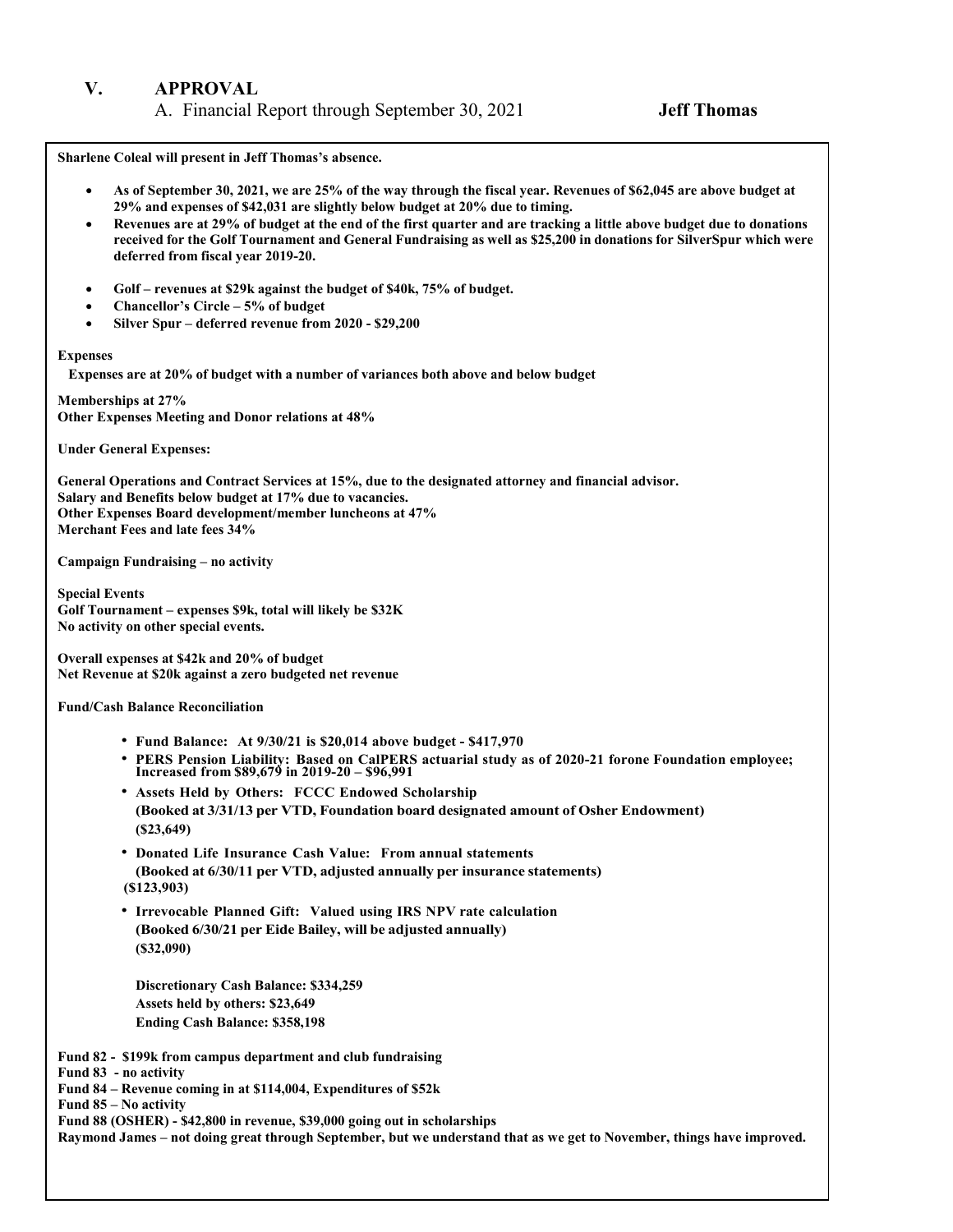## V. APPROVAL

A. Financial Report through September 30, 2021 **Jeff Thomas**

**Sharlene Coleal will present in Jeff Thomas's absence.**

- **As of September 30, 2021, we are 25% of the way through the fiscal year. Revenues of $62,045 are above budget at 29% and expenses of $42,031 are slightly below budget at 20% due to timing.**
- **Revenues are at 29% of budget at the end of the first quarter and are tracking a little above budget due to donations received for the Golf Tournament and General Fundraising as well as $25,200 in donations for SilverSpur which were deferred from fiscal year 2019-20.**

- **Golf – revenues at $29k against the budget of $40k, 75% of budget.**
- **Chancellor's Circle – 5% of budget**
- **Silver Spur – deferred revenue from 2020 - $29,200**

**Expenses**

**Expenses are at 20% of budget with a number of variances both above and below budget**

**Memberships at 27%**
**Other Expenses Meeting and Donor relations at 48%**

**Under General Expenses:**

**General Operations and Contract Services at 15%, due to the designated attorney and financial advisor.**
**Salary and Benefits below budget at 17% due to vacancies.**
**Other Expenses Board development/member luncheons at 47%**
**Merchant Fees and late fees 34%**

**Campaign Fundraising – no activity**

**Special Events**
**Golf Tournament – expenses $9k, total will likely be $32K**
**No activity on other special events.**

**Overall expenses at $42k and 20% of budget**
**Net Revenue at $20k against a zero budgeted net revenue**

**Fund/Cash Balance Reconciliation**

- **Fund Balance: At 9/30/21 is $20,014 above budget - $417,970**
- **PERS Pension Liability: Based on CalPERS actuarial study as of 2020-21 forone Foundation employee; Increased from $89,679 in 2019-20 – $96,991**
- **Assets Held by Others: FCCC Endowed Scholarship**
  **(Booked at 3/31/13 per VTD, Foundation board designated amount of Osher Endowment)**
  **($23,649)**
- **Donated Life Insurance Cash Value: From annual statements**
  **(Booked at 6/30/11 per VTD, adjusted annually per insurance statements)**
  **($123,903)**
- **Irrevocable Planned Gift: Valued using IRS NPV rate calculation**
  **(Booked 6/30/21 per Eide Bailey, will be adjusted annually)**
  **($32,090)**

  **Discretionary Cash Balance: $334,259**
  **Assets held by others: $23,649**
  **Ending Cash Balance: $358,198**

**Fund 82 - $199k from campus department and club fundraising**
**Fund 83 - no activity**
**Fund 84 – Revenue coming in at $114,004, Expenditures of $52k**
**Fund 85 – No activity**
**Fund 88 (OSHER) - $42,800 in revenue, $39,000 going out in scholarships**
**Raymond James – not doing great through September, but we understand that as we get to November, things have improved.**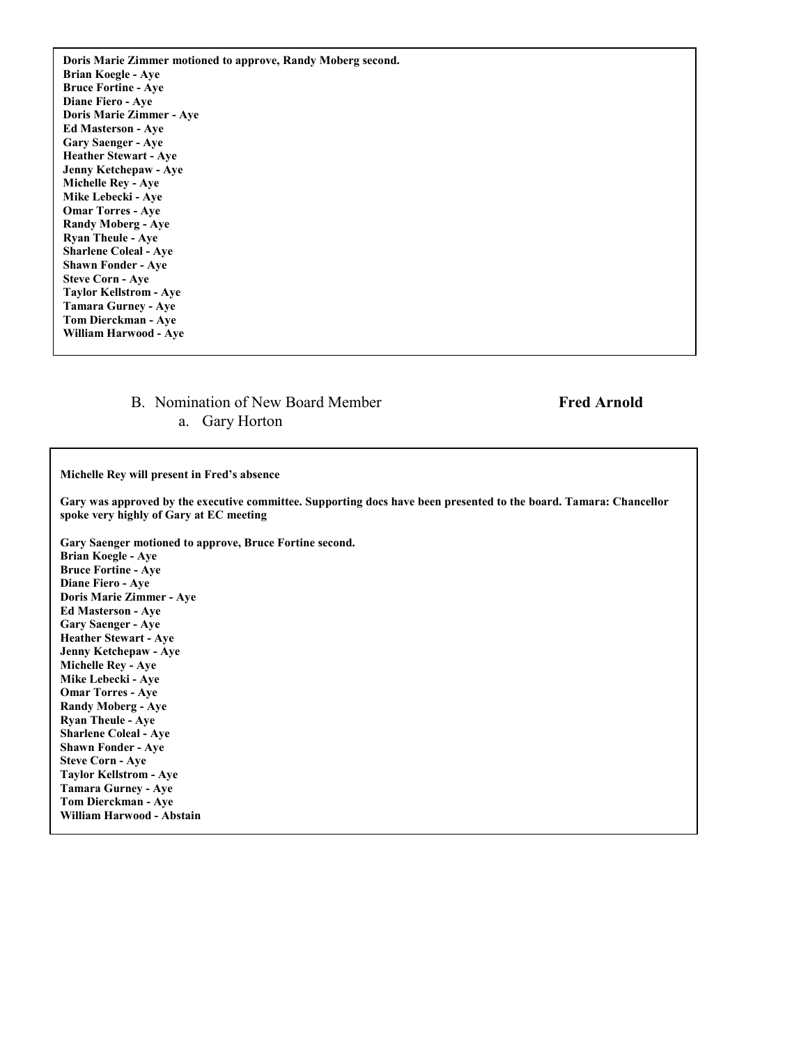**Doris Marie Zimmer motioned to approve, Randy Moberg second.**
**Brian Koegle - Aye**
**Bruce Fortine - Aye**
**Diane Fiero - Aye**
**Doris Marie Zimmer - Aye**
**Ed Masterson - Aye**
**Gary Saenger - Aye**
**Heather Stewart - Aye**
**Jenny Ketchepaw - Aye**
**Michelle Rey - Aye**
**Mike Lebecki - Aye**
**Omar Torres - Aye**
**Randy Moberg - Aye**
**Ryan Theule - Aye**
**Sharlene Coleal - Aye**
**Shawn Fonder - Aye**
**Steve Corn - Aye**
**Taylor Kellstrom - Aye**
**Tamara Gurney - Aye**
**Tom Dierckman - Aye**
**William Harwood - Aye**

B. Nomination of New Board Member **Fred Arnold**
   a. Gary Horton

**Michelle Rey will present in Fred's absence**

**Gary was approved by the executive committee. Supporting docs have been presented to the board. Tamara: Chancellor spoke very highly of Gary at EC meeting**

**Gary Saenger motioned to approve, Bruce Fortine second.**
**Brian Koegle - Aye**
**Bruce Fortine - Aye**
**Diane Fiero - Aye**
**Doris Marie Zimmer - Aye**
**Ed Masterson - Aye**
**Gary Saenger - Aye**
**Heather Stewart - Aye**
**Jenny Ketchepaw - Aye**
**Michelle Rey - Aye**
**Mike Lebecki - Aye**
**Omar Torres - Aye**
**Randy Moberg - Aye**
**Ryan Theule - Aye**
**Sharlene Coleal - Aye**
**Shawn Fonder - Aye**
**Steve Corn - Aye**
**Taylor Kellstrom - Aye**
**Tamara Gurney - Aye**
**Tom Dierckman - Aye**
**William Harwood - Abstain**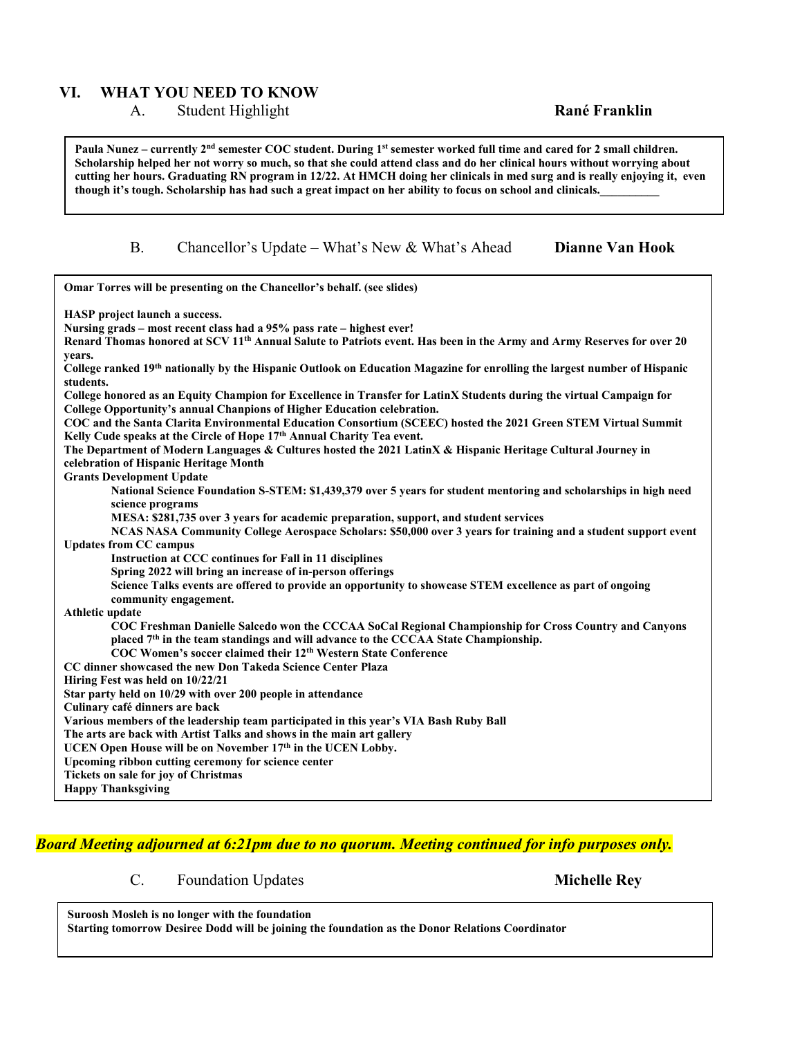## VI. WHAT YOU NEED TO KNOW

### A. Student Highlight — **Rané Franklin**

**Paula Nunez – currently 2nd semester COC student. During 1st semester worked full time and cared for 2 small children. Scholarship helped her not worry so much, so that she could attend class and do her clinical hours without worrying about cutting her hours. Graduating RN program in 12/22. At HMCH doing her clinicals in med surg and is really enjoying it, even though it's tough. Scholarship has had such a great impact on her ability to focus on school and clinicals.__________**

### B. Chancellor's Update – What's New & What's Ahead — **Dianne Van Hook**

**Omar Torres will be presenting on the Chancellor's behalf. (see slides)**

**HASP project launch a success.**
**Nursing grads – most recent class had a 95% pass rate – highest ever!**
**Renard Thomas honored at SCV 11th Annual Salute to Patriots event. Has been in the Army and Army Reserves for over 20 years.**
**College ranked 19th nationally by the Hispanic Outlook on Education Magazine for enrolling the largest number of Hispanic students.**
**College honored as an Equity Champion for Excellence in Transfer for LatinX Students during the virtual Campaign for College Opportunity's annual Chanpions of Higher Education celebration.**
**COC and the Santa Clarita Environmental Education Consortium (SCEEC) hosted the 2021 Green STEM Virtual Summit**
**Kelly Cude speaks at the Circle of Hope 17th Annual Charity Tea event.**
**The Department of Modern Languages & Cultures hosted the 2021 LatinX & Hispanic Heritage Cultural Journey in celebration of Hispanic Heritage Month**
**Grants Development Update**

- **National Science Foundation S-STEM: $1,439,379 over 5 years for student mentoring and scholarships in high need science programs**
- **MESA: $281,735 over 3 years for academic preparation, support, and student services**
- **NCAS NASA Community College Aerospace Scholars: $50,000 over 3 years for training and a student support event**

**Updates from CC campus**

- **Instruction at CCC continues for Fall in 11 disciplines**
- **Spring 2022 will bring an increase of in-person offerings**
- **Science Talks events are offered to provide an opportunity to showcase STEM excellence as part of ongoing community engagement.**

**Athletic update**

- **COC Freshman Danielle Salcedo won the CCCAA SoCal Regional Championship for Cross Country and Canyons placed 7th in the team standings and will advance to the CCCAA State Championship.**
- **COC Women's soccer claimed their 12th Western State Conference**

**CC dinner showcased the new Don Takeda Science Center Plaza**
**Hiring Fest was held on 10/22/21**
**Star party held on 10/29 with over 200 people in attendance**
**Culinary café dinners are back**
**Various members of the leadership team participated in this year's VIA Bash Ruby Ball**
**The arts are back with Artist Talks and shows in the main art gallery**
**UCEN Open House will be on November 17th in the UCEN Lobby.**
**Upcoming ribbon cutting ceremony for science center**
**Tickets on sale for joy of Christmas**
**Happy Thanksgiving**

***Board Meeting adjourned at 6:21pm due to no quorum. Meeting continued for info purposes only.***

### C. Foundation Updates — **Michelle Rey**

**Suroosh Mosleh is no longer with the foundation**
**Starting tomorrow Desiree Dodd will be joining the foundation as the Donor Relations Coordinator**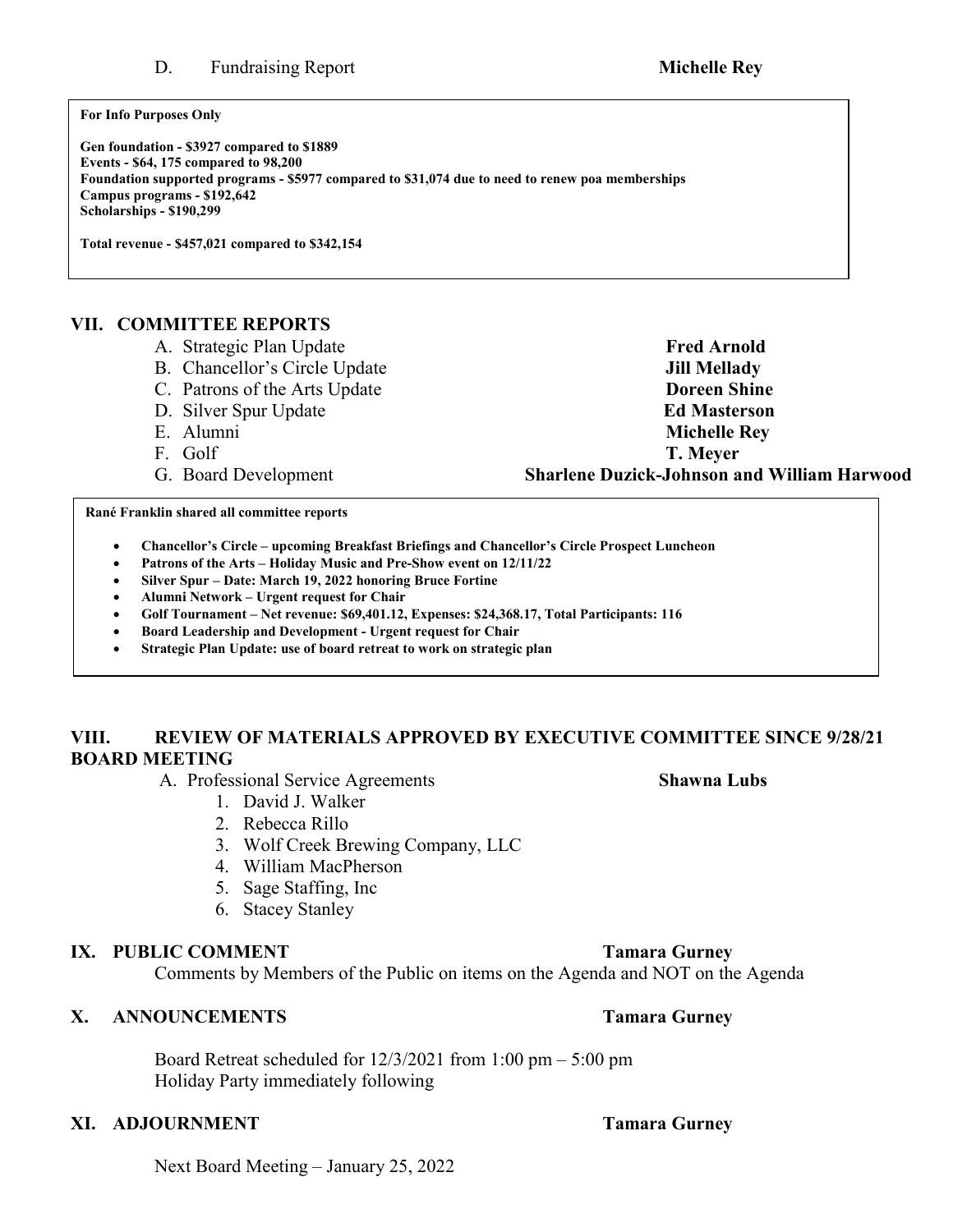D. Fundraising Report **Michelle Rey**

**For Info Purposes Only**

**Gen foundation - $3927 compared to $1889**
**Events - $64, 175 compared to 98,200**
**Foundation supported programs - $5977 compared to $31,074 due to need to renew poa memberships**
**Campus programs - $192,642**
**Scholarships - $190,299**

**Total revenue - $457,021 compared to $342,154**

## VII. COMMITTEE REPORTS

A. Strategic Plan Update **Fred Arnold**
B. Chancellor's Circle Update **Jill Mellady**
C. Patrons of the Arts Update **Doreen Shine**
D. Silver Spur Update **Ed Masterson**
E. Alumni **Michelle Rey**
F. Golf **T. Meyer**
G. Board Development **Sharlene Duzick-Johnson and William Harwood**

**Rané Franklin shared all committee reports**

- **Chancellor's Circle – upcoming Breakfast Briefings and Chancellor's Circle Prospect Luncheon**
- **Patrons of the Arts – Holiday Music and Pre-Show event on 12/11/22**
- **Silver Spur – Date: March 19, 2022 honoring Bruce Fortine**
- **Alumni Network – Urgent request for Chair**
- **Golf Tournament – Net revenue: $69,401.12, Expenses: $24,368.17, Total Participants: 116**
- **Board Leadership and Development - Urgent request for Chair**
- **Strategic Plan Update: use of board retreat to work on strategic plan**

## VIII. REVIEW OF MATERIALS APPROVED BY EXECUTIVE COMMITTEE SINCE 9/28/21 BOARD MEETING

A. Professional Service Agreements **Shawna Lubs**

1. David J. Walker
2. Rebecca Rillo
3. Wolf Creek Brewing Company, LLC
4. William MacPherson
5. Sage Staffing, Inc
6. Stacey Stanley

## IX. PUBLIC COMMENT **Tamara Gurney**

Comments by Members of the Public on items on the Agenda and NOT on the Agenda

## X. ANNOUNCEMENTS **Tamara Gurney**

Board Retreat scheduled for 12/3/2021 from 1:00 pm – 5:00 pm
Holiday Party immediately following

## XI. ADJOURNMENT **Tamara Gurney**

Next Board Meeting – January 25, 2022